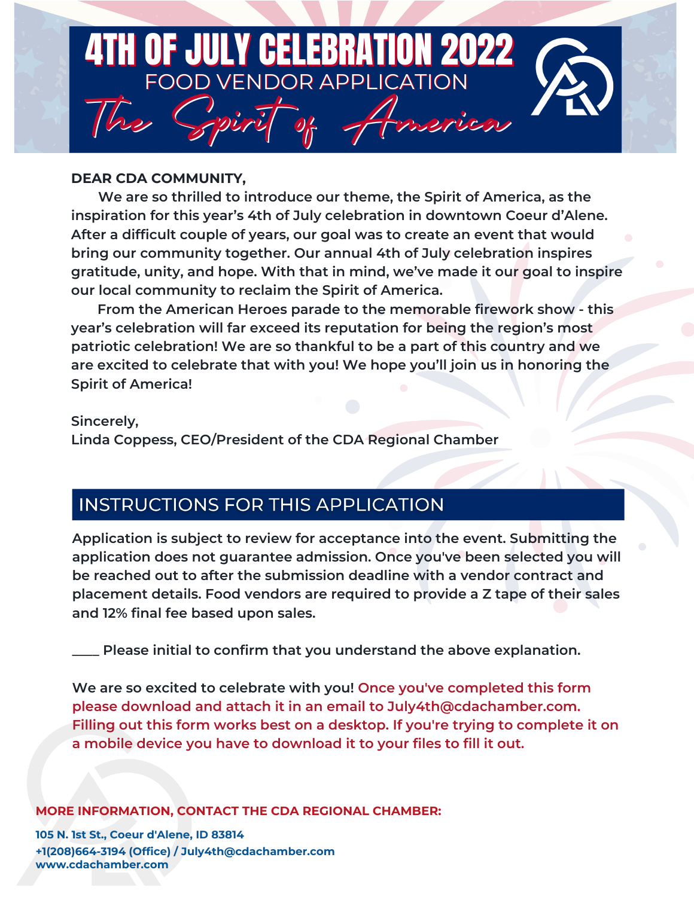# 4TH OF JULY CELEBRATION 2022

## FOOD VENDOR APPLICATION

*The Spirit of America*

**DEAR CDA COMMUNITY,**

We are so thrilled to introduce our theme, the Spirit of America, as the inspiration for this year's 4th of July celebration in downtown Coeur d'Alene. After a difficult couple of years, our goal was to create an event that would bring our community together. Our annual 4th of July celebration inspires gratitude, unity, and hope. With that in mind, we've made it our goal to inspire our local community to reclaim the Spirit of America.

From the American Heroes parade to the memorable firework show - this year's celebration will far exceed its reputation for being the region's most patriotic celebration! We are so thankful to be a part of this country and we are excited to celebrate that with you! We hope you'll join us in honoring the Spirit of America!

Sincerely,
Linda Coppess, CEO/President of the CDA Regional Chamber

## INSTRUCTIONS FOR THIS APPLICATION

Application is subject to review for acceptance into the event. Submitting the application does not guarantee admission. Once you've been selected you will be reached out to after the submission deadline with a vendor contract and placement details. Food vendors are required to provide a Z tape of their sales and 12% final fee based upon sales.

____ Please initial to confirm that you understand the above explanation.

We are so excited to celebrate with you! Once you've completed this form please download and attach it in an email to July4th@cdachamber.com. Filling out this form works best on a desktop. If you're trying to complete it on a mobile device you have to download it to your files to fill it out.

**MORE INFORMATION, CONTACT THE CDA REGIONAL CHAMBER:**

**105 N. 1st St., Coeur d'Alene, ID 83814**
**+1(208)664-3194 (Office) / July4th@cdachamber.com**
**www.cdachamber.com**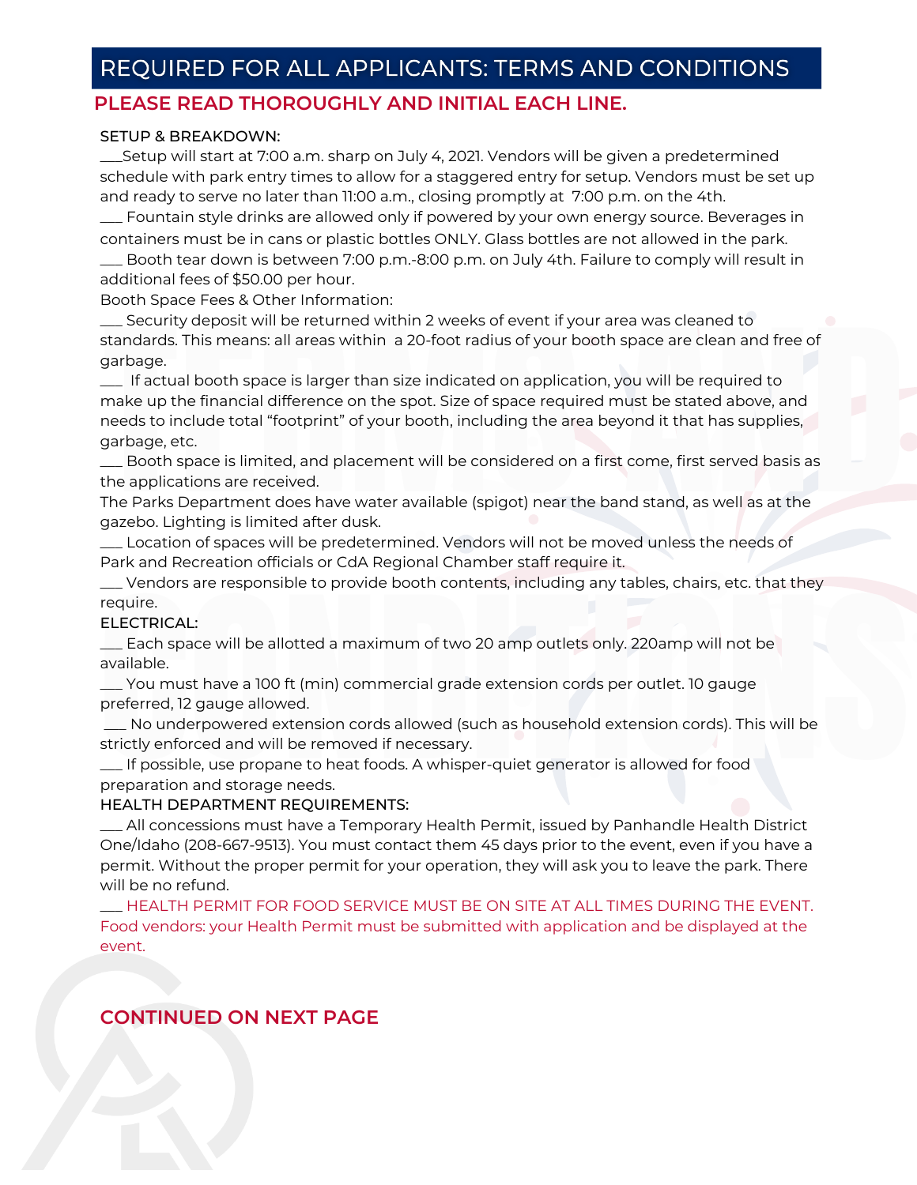# REQUIRED FOR ALL APPLICANTS: TERMS AND CONDITIONS

**PLEASE READ THOROUGHLY AND INITIAL EACH LINE.**

SETUP & BREAKDOWN:

___Setup will start at 7:00 a.m. sharp on July 4, 2021. Vendors will be given a predetermined schedule with park entry times to allow for a staggered entry for setup. Vendors must be set up and ready to serve no later than 11:00 a.m., closing promptly at 7:00 p.m. on the 4th.

___ Fountain style drinks are allowed only if powered by your own energy source. Beverages in containers must be in cans or plastic bottles ONLY. Glass bottles are not allowed in the park.

___ Booth tear down is between 7:00 p.m.-8:00 p.m. on July 4th. Failure to comply will result in additional fees of $50.00 per hour.

Booth Space Fees & Other Information:

___ Security deposit will be returned within 2 weeks of event if your area was cleaned to standards. This means: all areas within a 20-foot radius of your booth space are clean and free of garbage.

___ If actual booth space is larger than size indicated on application, you will be required to make up the financial difference on the spot. Size of space required must be stated above, and needs to include total "footprint" of your booth, including the area beyond it that has supplies, garbage, etc.

___ Booth space is limited, and placement will be considered on a first come, first served basis as the applications are received.

The Parks Department does have water available (spigot) near the band stand, as well as at the gazebo. Lighting is limited after dusk.

___ Location of spaces will be predetermined. Vendors will not be moved unless the needs of Park and Recreation officials or CdA Regional Chamber staff require it.

___ Vendors are responsible to provide booth contents, including any tables, chairs, etc. that they require.

ELECTRICAL:

___ Each space will be allotted a maximum of two 20 amp outlets only. 220amp will not be available.

___ You must have a 100 ft (min) commercial grade extension cords per outlet. 10 gauge preferred, 12 gauge allowed.

___ No underpowered extension cords allowed (such as household extension cords). This will be strictly enforced and will be removed if necessary.

___ If possible, use propane to heat foods. A whisper-quiet generator is allowed for food preparation and storage needs.

HEALTH DEPARTMENT REQUIREMENTS:

___ All concessions must have a Temporary Health Permit, issued by Panhandle Health District One/Idaho (208-667-9513). You must contact them 45 days prior to the event, even if you have a permit. Without the proper permit for your operation, they will ask you to leave the park. There will be no refund.

___ HEALTH PERMIT FOR FOOD SERVICE MUST BE ON SITE AT ALL TIMES DURING THE EVENT. Food vendors: your Health Permit must be submitted with application and be displayed at the event.

**CONTINUED ON NEXT PAGE**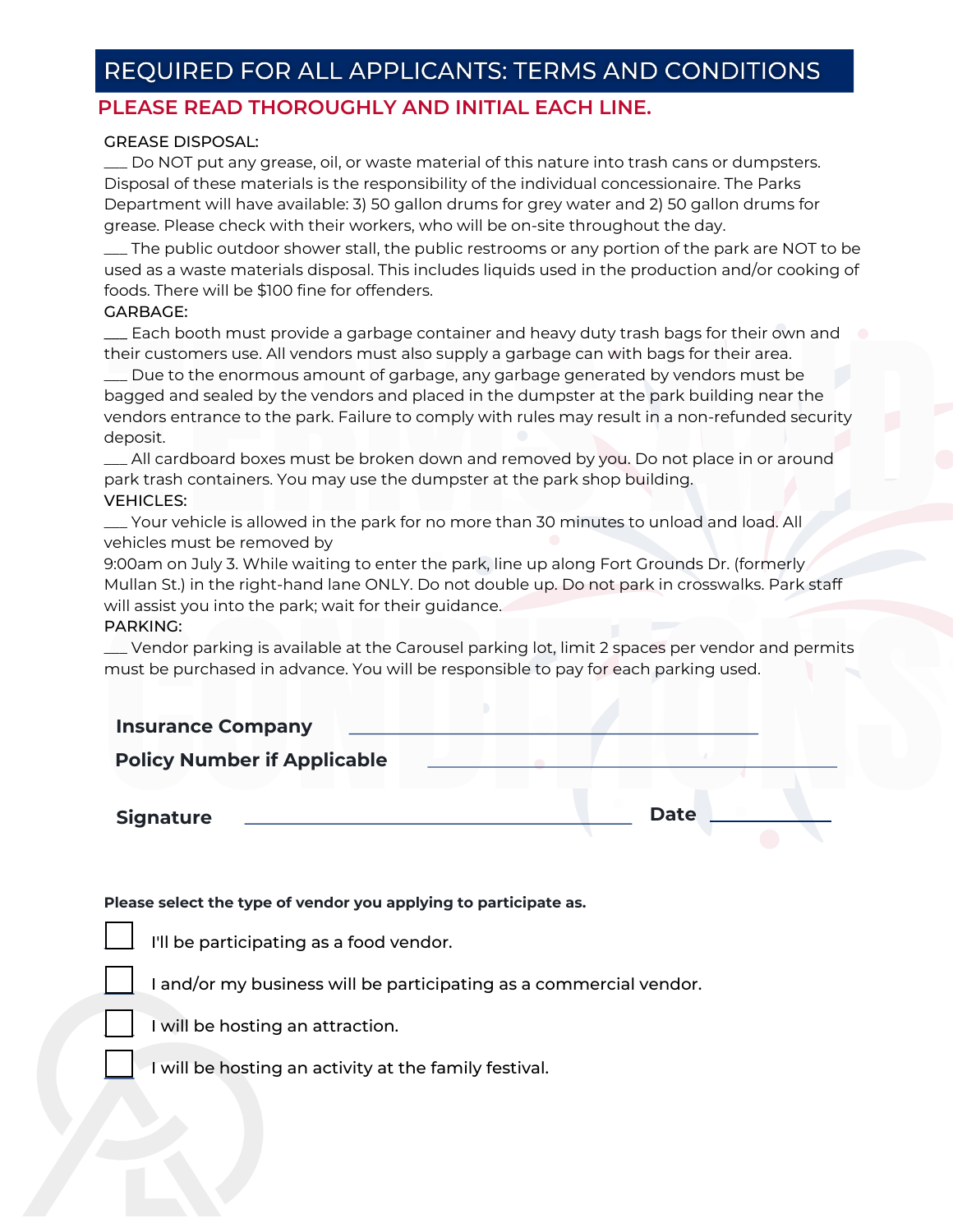## REQUIRED FOR ALL APPLICANTS: TERMS AND CONDITIONS

**PLEASE READ THOROUGHLY AND INITIAL EACH LINE.**

GREASE DISPOSAL:

___ Do NOT put any grease, oil, or waste material of this nature into trash cans or dumpsters. Disposal of these materials is the responsibility of the individual concessionaire. The Parks Department will have available: 3) 50 gallon drums for grey water and 2) 50 gallon drums for grease. Please check with their workers, who will be on-site throughout the day.

___ The public outdoor shower stall, the public restrooms or any portion of the park are NOT to be used as a waste materials disposal. This includes liquids used in the production and/or cooking of foods. There will be $100 fine for offenders.

GARBAGE:

___ Each booth must provide a garbage container and heavy duty trash bags for their own and their customers use. All vendors must also supply a garbage can with bags for their area.

___ Due to the enormous amount of garbage, any garbage generated by vendors must be bagged and sealed by the vendors and placed in the dumpster at the park building near the vendors entrance to the park. Failure to comply with rules may result in a non-refunded security deposit.

___ All cardboard boxes must be broken down and removed by you. Do not place in or around park trash containers. You may use the dumpster at the park shop building.

VEHICLES:

___ Your vehicle is allowed in the park for no more than 30 minutes to unload and load. All vehicles must be removed by
9:00am on July 3. While waiting to enter the park, line up along Fort Grounds Dr. (formerly Mullan St.) in the right-hand lane ONLY. Do not double up. Do not park in crosswalks. Park staff will assist you into the park; wait for their guidance.

PARKING:

___ Vendor parking is available at the Carousel parking lot, limit 2 spaces per vendor and permits must be purchased in advance. You will be responsible to pay for each parking used.

**Insurance Company** ______________________________

**Policy Number if Applicable** ______________________________

**Signature** ______________________________ **Date** ____________

**Please select the type of vendor you applying to participate as.**

- ☐ I'll be participating as a food vendor.
- ☐ I and/or my business will be participating as a commercial vendor.
- ☐ I will be hosting an attraction.
- ☐ I will be hosting an activity at the family festival.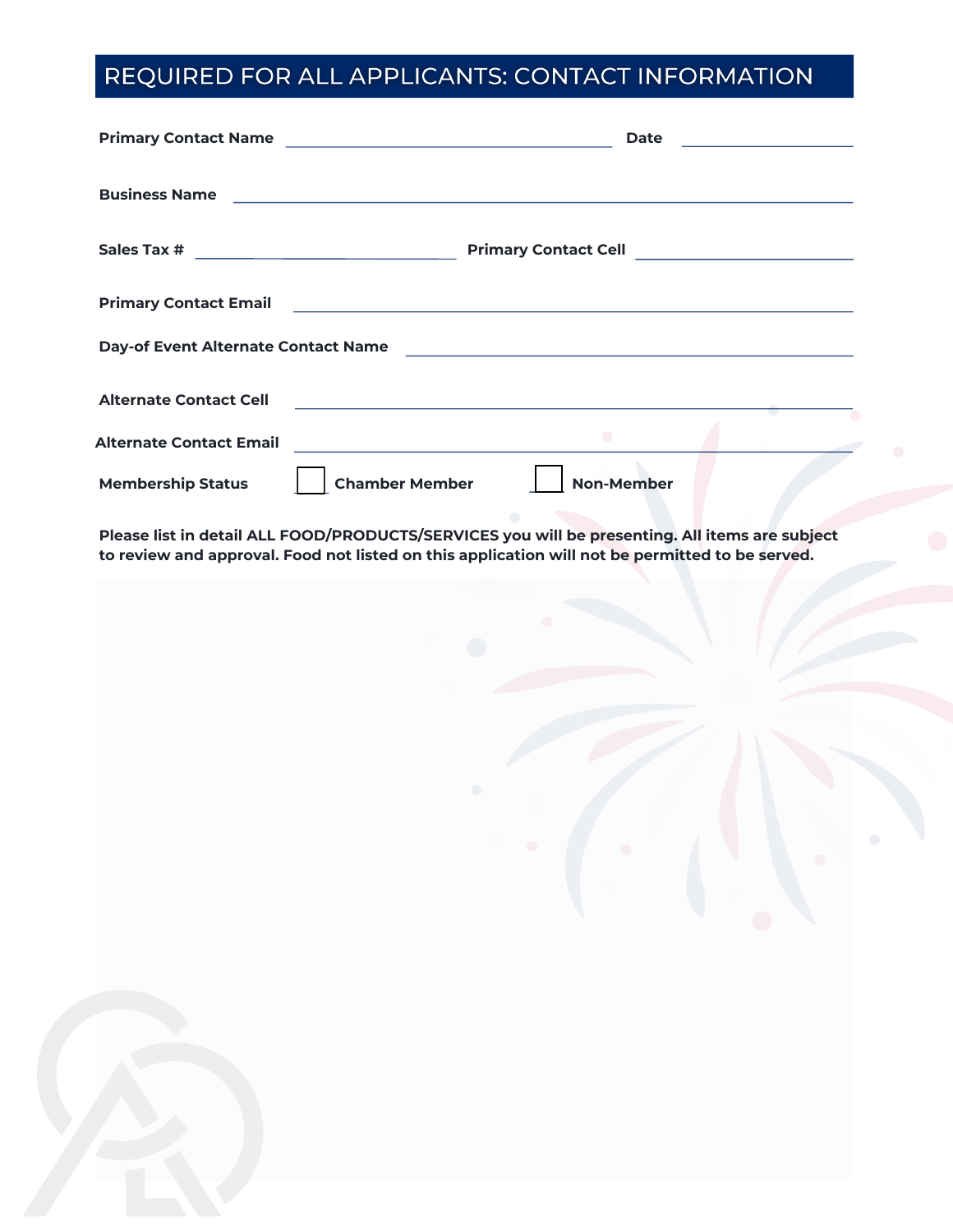## REQUIRED FOR ALL APPLICANTS: CONTACT INFORMATION

**Primary Contact Name** ______________________________ **Date** ____________

**Business Name** ______________________________________________

**Sales Tax #** ____________________ **Primary Contact Cell** ____________________

**Primary Contact Email** ______________________________________________

**Day-of Event Alternate Contact Name** ______________________________________________

**Alternate Contact Cell** ______________________________________________

**Alternate Contact Email** ______________________________________________

**Membership Status** ☐ **Chamber Member** ☐ **Non-Member**

**Please list in detail ALL FOOD/PRODUCTS/SERVICES you will be presenting. All items are subject to review and approval. Food not listed on this application will not be permitted to be served.**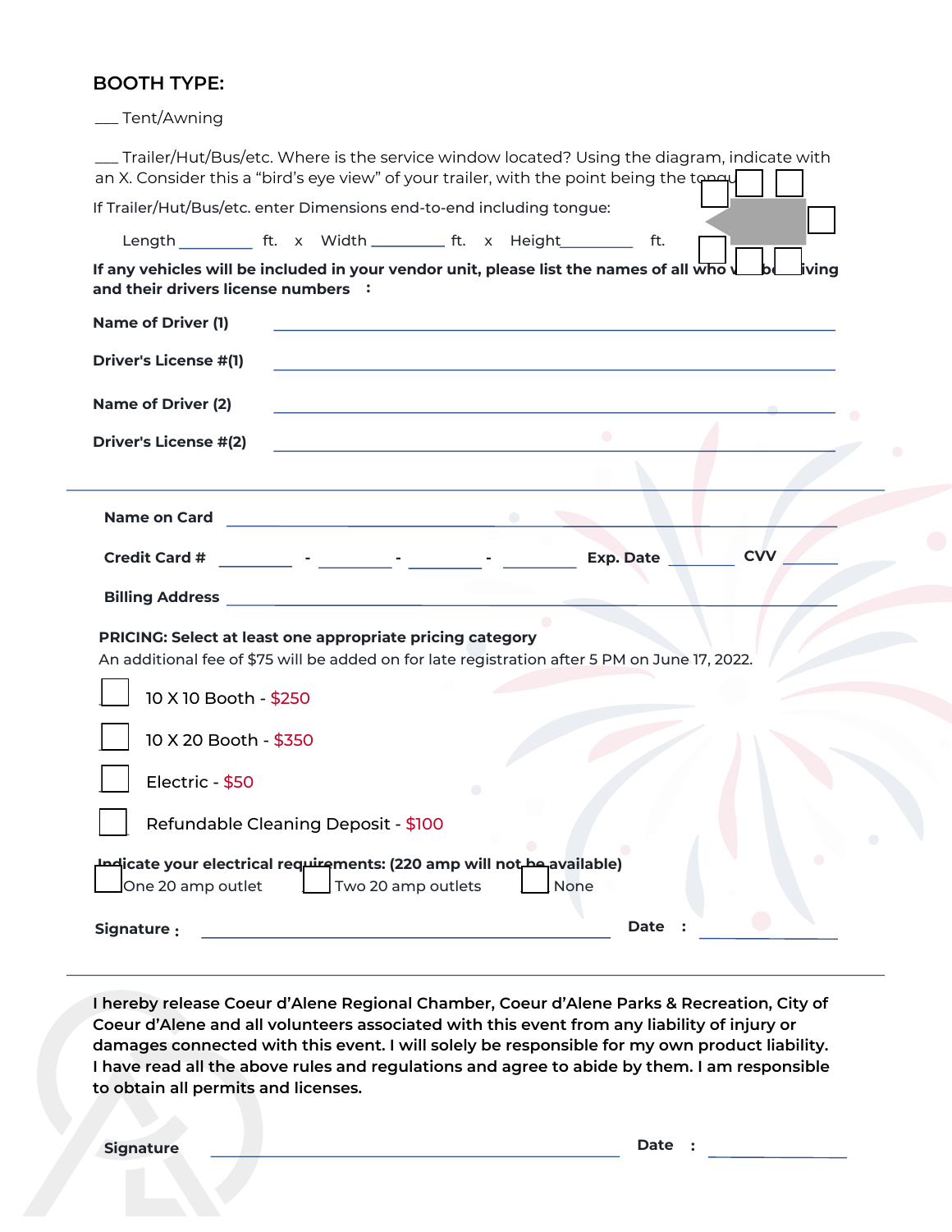## BOOTH TYPE:

___ Tent/Awning

___ Trailer/Hut/Bus/etc. Where is the service window located? Using the diagram, indicate with an X. Consider this a "bird's eye view" of your trailer, with the point being the tongu

If Trailer/Hut/Bus/etc. enter Dimensions end-to-end including tongue:

Length __________ ft. x Width __________ ft. x Height__________ ft.

**If any vehicles will be included in your vendor unit, please list the names of all who v be iving and their drivers license numbers :**

**Name of Driver (1)** ______________________________

**Driver's License #(1)** ______________________________

**Name of Driver (2)** ______________________________

**Driver's License #(2)** ______________________________

---

**Name on Card** ______________________________

**Credit Card #** ________ - ________ - ________ - ________ **Exp. Date** ________ **CVV** ________

**Billing Address** ______________________________

**PRICING: Select at least one appropriate pricing category**

An additional fee of $75 will be added on for late registration after 5 PM on June 17, 2022.

- ☐ 10 X 10 Booth - $250
- ☐ 10 X 20 Booth - $350
- ☐ Electric - $50
- ☐ Refundable Cleaning Deposit - $100

**Indicate your electrical requirements: (220 amp will not be available)**

☐ One 20 amp outlet ☐ Two 20 amp outlets ☐ None

**Signature :** ______________________________ **Date :** ____________

---

**I hereby release Coeur d'Alene Regional Chamber, Coeur d'Alene Parks & Recreation, City of Coeur d'Alene and all volunteers associated with this event from any liability of injury or damages connected with this event. I will solely be responsible for my own product liability. I have read all the above rules and regulations and agree to abide by them. I am responsible to obtain all permits and licenses.**

**Signature** ______________________________ **Date :** ____________